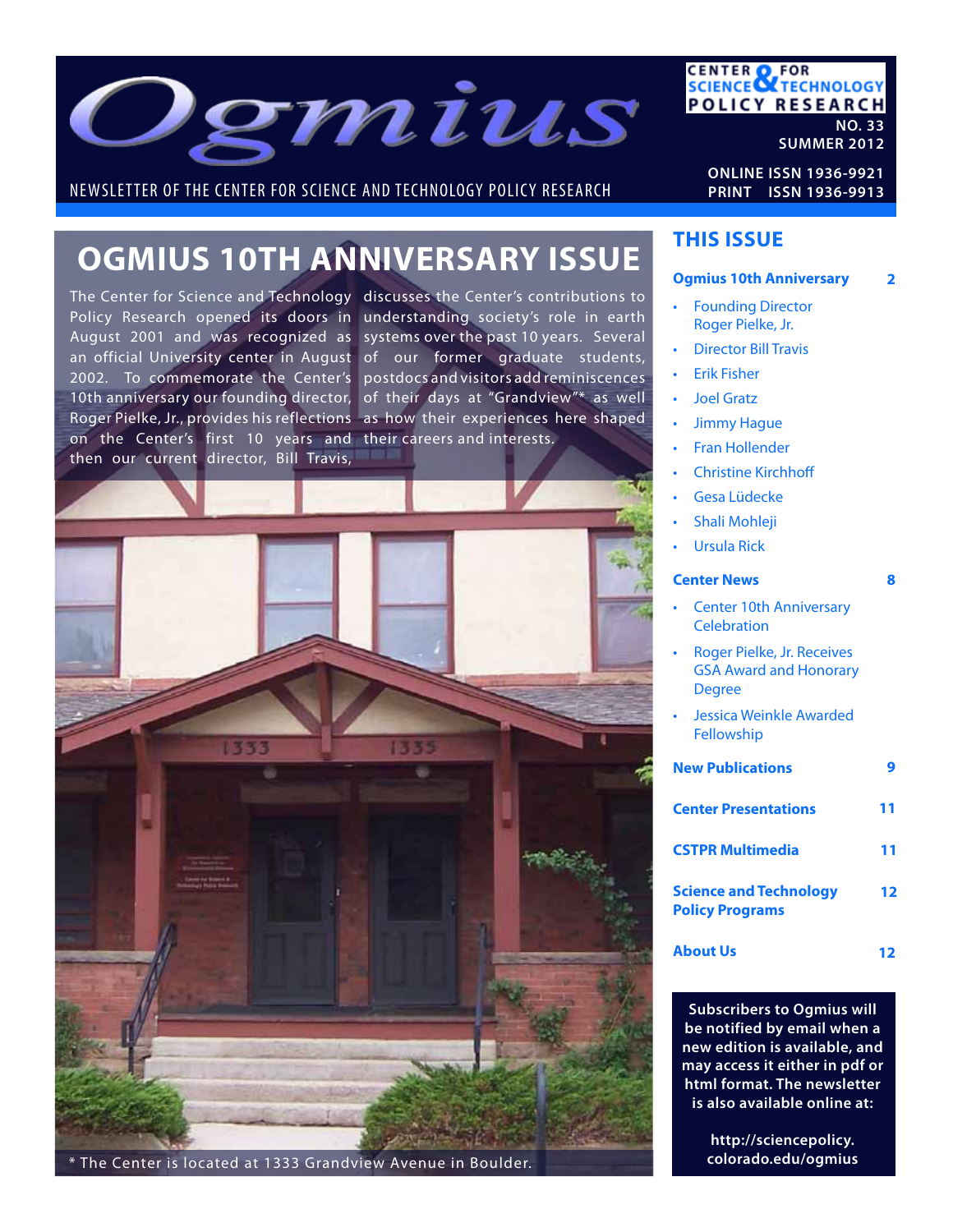# Ogmius

NEWSLETTER OF THE CENTER FOR SCIENCE AND TECHNOLOGY POLICY RESEARCH

CENTER FOR SCIENCE & TECHNOLOGY POLICY RESEARCH

NO. 33
SUMMER 2012

ONLINE ISSN 1936-9921
PRINT ISSN 1936-9913

## OGMIUS 10TH ANNIVERSARY ISSUE

The Center for Science and Technology Policy Research opened its doors in August 2001 and was recognized as an official University center in August 2002. To commemorate the Center's 10th anniversary our founding director, Roger Pielke, Jr., provides his reflections on the Center's first 10 years and then our current director, Bill Travis, discusses the Center's contributions to understanding society's role in earth systems over the past 10 years. Several of our former graduate students, postdocs and visitors add reminiscences of their days at "Grandview"* as well as how their experiences here shaped their careers and interests.

\* The Center is located at 1333 Grandview Avenue in Boulder.

## THIS ISSUE

**Ogmius 10th Anniversary** — 2

- Founding Director Roger Pielke, Jr.
- Director Bill Travis
- Erik Fisher
- Joel Gratz
- Jimmy Hague
- Fran Hollender
- Christine Kirchhoff
- Gesa Lüdecke
- Shali Mohleji
- Ursula Rick

**Center News** — 8

- Center 10th Anniversary Celebration
- Roger Pielke, Jr. Receives GSA Award and Honorary Degree
- Jessica Weinkle Awarded Fellowship

**New Publications** — 9

**Center Presentations** — 11

**CSTPR Multimedia** — 11

**Science and Technology Policy Programs** — 12

**About Us** — 12

**Subscribers to Ogmius will be notified by email when a new edition is available, and may access it either in pdf or html format. The newsletter is also available online at:**

**http://sciencepolicy.colorado.edu/ogmius**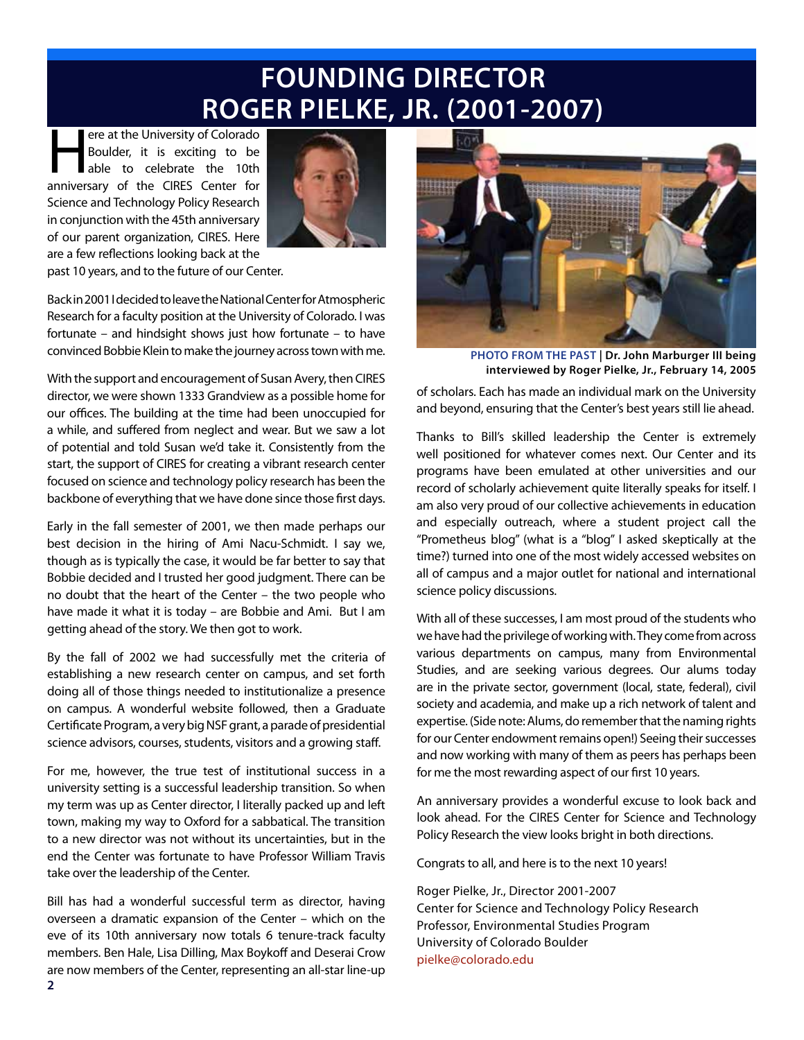# FOUNDING DIRECTOR ROGER PIELKE, JR. (2001-2007)

Here at the University of Colorado Boulder, it is exciting to be able to celebrate the 10th anniversary of the CIRES Center for Science and Technology Policy Research in conjunction with the 45th anniversary of our parent organization, CIRES. Here are a few reflections looking back at the past 10 years, and to the future of our Center.

Back in 2001 I decided to leave the National Center for Atmospheric Research for a faculty position at the University of Colorado. I was fortunate – and hindsight shows just how fortunate – to have convinced Bobbie Klein to make the journey across town with me.

With the support and encouragement of Susan Avery, then CIRES director, we were shown 1333 Grandview as a possible home for our offices. The building at the time had been unoccupied for a while, and suffered from neglect and wear. But we saw a lot of potential and told Susan we'd take it. Consistently from the start, the support of CIRES for creating a vibrant research center focused on science and technology policy research has been the backbone of everything that we have done since those first days.

Early in the fall semester of 2001, we then made perhaps our best decision in the hiring of Ami Nacu-Schmidt. I say we, though as is typically the case, it would be far better to say that Bobbie decided and I trusted her good judgment. There can be no doubt that the heart of the Center – the two people who have made it what it is today – are Bobbie and Ami. But I am getting ahead of the story. We then got to work.

By the fall of 2002 we had successfully met the criteria of establishing a new research center on campus, and set forth doing all of those things needed to institutionalize a presence on campus. A wonderful website followed, then a Graduate Certificate Program, a very big NSF grant, a parade of presidential science advisors, courses, students, visitors and a growing staff.

For me, however, the true test of institutional success in a university setting is a successful leadership transition. So when my term was up as Center director, I literally packed up and left town, making my way to Oxford for a sabbatical. The transition to a new director was not without its uncertainties, but in the end the Center was fortunate to have Professor William Travis take over the leadership of the Center.

Bill has had a wonderful successful term as director, having overseen a dramatic expansion of the Center – which on the eve of its 10th anniversary now totals 6 tenure-track faculty members. Ben Hale, Lisa Dilling, Max Boykoff and Deserai Crow are now members of the Center, representing an all-star line-up of scholars. Each has made an individual mark on the University and beyond, ensuring that the Center's best years still lie ahead.

**PHOTO FROM THE PAST | Dr. John Marburger III being interviewed by Roger Pielke, Jr., February 14, 2005**

Thanks to Bill's skilled leadership the Center is extremely well positioned for whatever comes next. Our Center and its programs have been emulated at other universities and our record of scholarly achievement quite literally speaks for itself. I am also very proud of our collective achievements in education and especially outreach, where a student project call the "Prometheus blog" (what is a "blog" I asked skeptically at the time?) turned into one of the most widely accessed websites on all of campus and a major outlet for national and international science policy discussions.

With all of these successes, I am most proud of the students who we have had the privilege of working with. They come from across various departments on campus, many from Environmental Studies, and are seeking various degrees. Our alums today are in the private sector, government (local, state, federal), civil society and academia, and make up a rich network of talent and expertise. (Side note: Alums, do remember that the naming rights for our Center endowment remains open!) Seeing their successes and now working with many of them as peers has perhaps been for me the most rewarding aspect of our first 10 years.

An anniversary provides a wonderful excuse to look back and look ahead. For the CIRES Center for Science and Technology Policy Research the view looks bright in both directions.

Congrats to all, and here is to the next 10 years!

Roger Pielke, Jr., Director 2001-2007
Center for Science and Technology Policy Research
Professor, Environmental Studies Program
University of Colorado Boulder
pielke@colorado.edu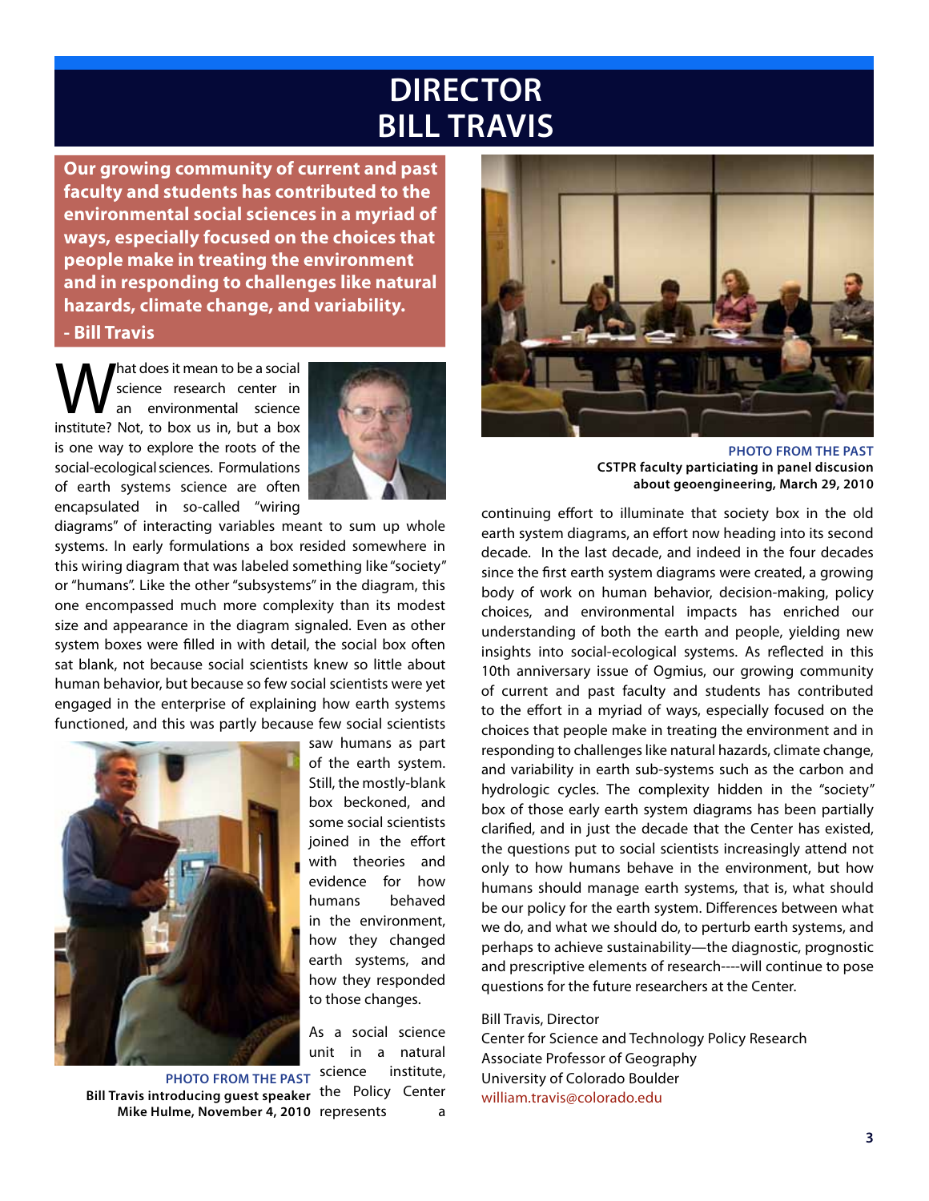# DIRECTOR BILL TRAVIS

**Our growing community of current and past faculty and students has contributed to the environmental social sciences in a myriad of ways, especially focused on the choices that people make in treating the environment and in responding to challenges like natural hazards, climate change, and variability.**

**- Bill Travis**

What does it mean to be a social science research center in an environmental science institute? Not, to box us in, but a box is one way to explore the roots of the social-ecological sciences. Formulations of earth systems science are often encapsulated in so-called "wiring diagrams" of interacting variables meant to sum up whole systems. In early formulations a box resided somewhere in this wiring diagram that was labeled something like "society" or "humans". Like the other "subsystems" in the diagram, this one encompassed much more complexity than its modest size and appearance in the diagram signaled. Even as other system boxes were filled in with detail, the social box often sat blank, not because social scientists knew so little about human behavior, but because so few social scientists were yet engaged in the enterprise of explaining how earth systems functioned, and this was partly because few social scientists saw humans as part of the earth system. Still, the mostly-blank box beckoned, and some social scientists joined in the effort with theories and evidence for how humans behaved in the environment, how they changed earth systems, and how they responded to those changes.

**PHOTO FROM THE PAST**
**Bill Travis introducing guest speaker Mike Hulme, November 4, 2010**

As a social science unit in a natural science institute, the Policy Center represents a continuing effort to illuminate that society box in the old earth system diagrams, an effort now heading into its second decade. In the last decade, and indeed in the four decades since the first earth system diagrams were created, a growing body of work on human behavior, decision-making, policy choices, and environmental impacts has enriched our understanding of both the earth and people, yielding new insights into social-ecological systems. As reflected in this 10th anniversary issue of Ogmius, our growing community of current and past faculty and students has contributed to the effort in a myriad of ways, especially focused on the choices that people make in treating the environment and in responding to challenges like natural hazards, climate change, and variability in earth sub-systems such as the carbon and hydrologic cycles. The complexity hidden in the "society" box of those early earth system diagrams has been partially clarified, and in just the decade that the Center has existed, the questions put to social scientists increasingly attend not only to how humans behave in the environment, but how humans should manage earth systems, that is, what should be our policy for the earth system. Differences between what we do, and what we should do, to perturb earth systems, and perhaps to achieve sustainability—the diagnostic, prognostic and prescriptive elements of research----will continue to pose questions for the future researchers at the Center.

**PHOTO FROM THE PAST**
**CSTPR faculty particiating in panel discusion about geoengineering, March 29, 2010**

Bill Travis, Director
Center for Science and Technology Policy Research
Associate Professor of Geography
University of Colorado Boulder
william.travis@colorado.edu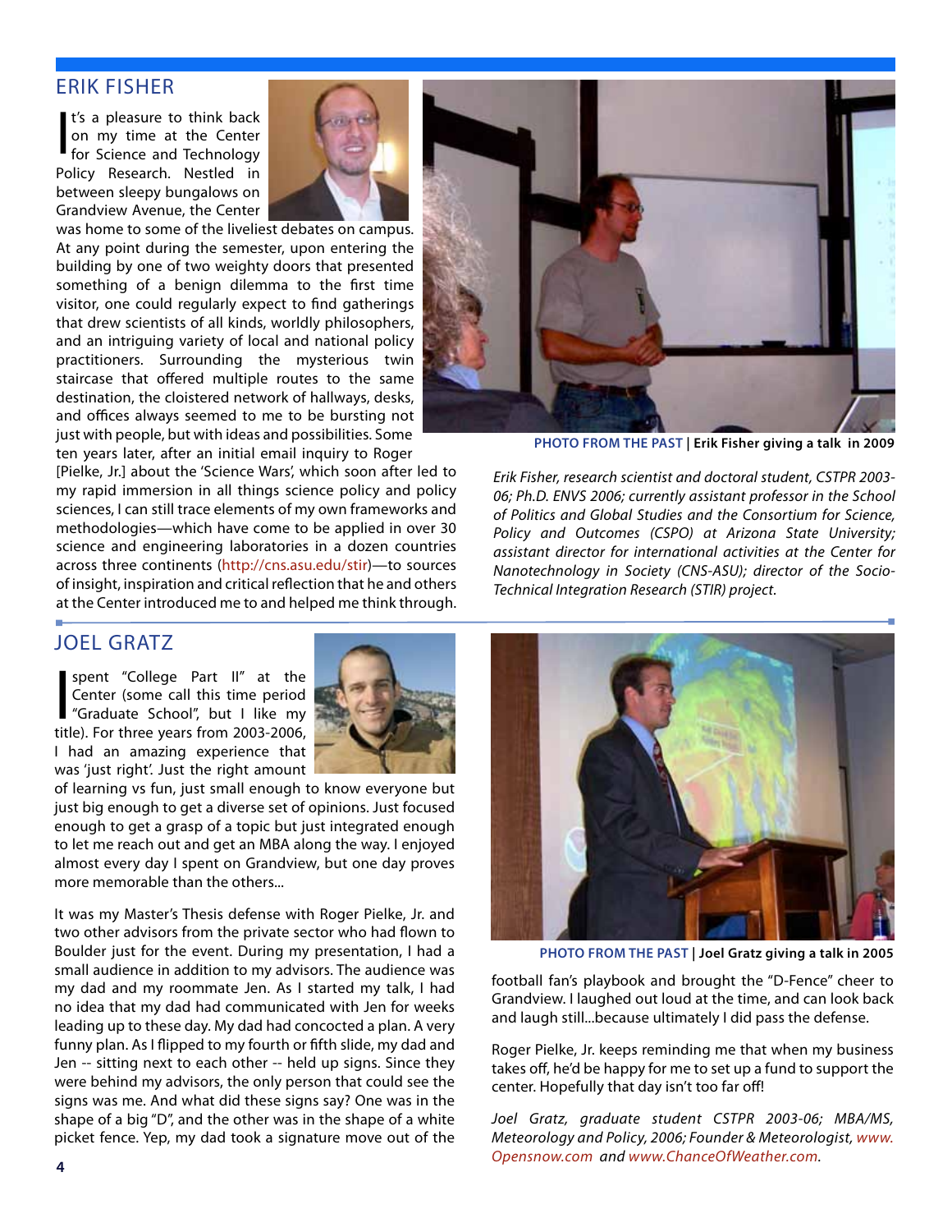## ERIK FISHER

It's a pleasure to think back on my time at the Center for Science and Technology Policy Research. Nestled in between sleepy bungalows on Grandview Avenue, the Center was home to some of the liveliest debates on campus. At any point during the semester, upon entering the building by one of two weighty doors that presented something of a benign dilemma to the first time visitor, one could regularly expect to find gatherings that drew scientists of all kinds, worldly philosophers, and an intriguing variety of local and national policy practitioners. Surrounding the mysterious twin staircase that offered multiple routes to the same destination, the cloistered network of hallways, desks, and offices always seemed to me to be bursting not just with people, but with ideas and possibilities. Some ten years later, after an initial email inquiry to Roger [Pielke, Jr.] about the 'Science Wars', which soon after led to my rapid immersion in all things science policy and policy sciences, I can still trace elements of my own frameworks and methodologies—which have come to be applied in over 30 science and engineering laboratories in a dozen countries across three continents (http://cns.asu.edu/stir)—to sources of insight, inspiration and critical reflection that he and others at the Center introduced me to and helped me think through.

**PHOTO FROM THE PAST | Erik Fisher giving a talk in 2009**

*Erik Fisher, research scientist and doctoral student, CSTPR 2003-06; Ph.D. ENVS 2006; currently assistant professor in the School of Politics and Global Studies and the Consortium for Science, Policy and Outcomes (CSPO) at Arizona State University; assistant director for international activities at the Center for Nanotechnology in Society (CNS-ASU); director of the Socio-Technical Integration Research (STIR) project.*

## JOEL GRATZ

I spent "College Part II" at the Center (some call this time period "Graduate School", but I like my title). For three years from 2003-2006, I had an amazing experience that was 'just right'. Just the right amount of learning vs fun, just small enough to know everyone but just big enough to get a diverse set of opinions. Just focused enough to get a grasp of a topic but just integrated enough to let me reach out and get an MBA along the way. I enjoyed almost every day I spent on Grandview, but one day proves more memorable than the others...

It was my Master's Thesis defense with Roger Pielke, Jr. and two other advisors from the private sector who had flown to Boulder just for the event. During my presentation, I had a small audience in addition to my advisors. The audience was my dad and my roommate Jen. As I started my talk, I had no idea that my dad had communicated with Jen for weeks leading up to these day. My dad had concocted a plan. A very funny plan. As I flipped to my fourth or fifth slide, my dad and Jen -- sitting next to each other -- held up signs. Since they were behind my advisors, the only person that could see the signs was me. And what did these signs say? One was in the shape of a big "D", and the other was in the shape of a white picket fence. Yep, my dad took a signature move out of the football fan's playbook and brought the "D-Fence" cheer to Grandview. I laughed out loud at the time, and can look back and laugh still...because ultimately I did pass the defense.

**PHOTO FROM THE PAST | Joel Gratz giving a talk in 2005**

Roger Pielke, Jr. keeps reminding me that when my business takes off, he'd be happy for me to set up a fund to support the center. Hopefully that day isn't too far off!

*Joel Gratz, graduate student CSTPR 2003-06; MBA/MS, Meteorology and Policy, 2006; Founder & Meteorologist, www.Opensnow.com and www.ChanceOfWeather.com.*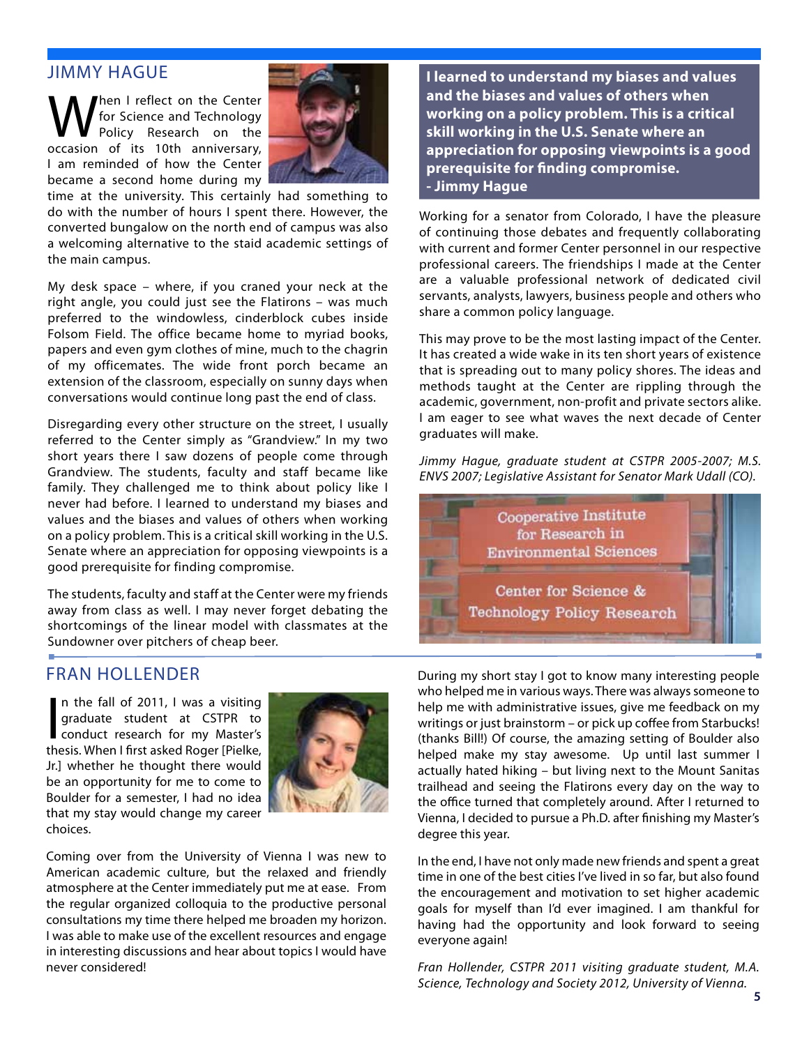## JIMMY HAGUE

When I reflect on the Center for Science and Technology Policy Research on the occasion of its 10th anniversary, I am reminded of how the Center became a second home during my time at the university. This certainly had something to do with the number of hours I spent there. However, the converted bungalow on the north end of campus was also a welcoming alternative to the staid academic settings of the main campus.

My desk space – where, if you craned your neck at the right angle, you could just see the Flatirons – was much preferred to the windowless, cinderblock cubes inside Folsom Field. The office became home to myriad books, papers and even gym clothes of mine, much to the chagrin of my officemates. The wide front porch became an extension of the classroom, especially on sunny days when conversations would continue long past the end of class.

Disregarding every other structure on the street, I usually referred to the Center simply as "Grandview." In my two short years there I saw dozens of people come through Grandview. The students, faculty and staff became like family. They challenged me to think about policy like I never had before. I learned to understand my biases and values and the biases and values of others when working on a policy problem. This is a critical skill working in the U.S. Senate where an appreciation for opposing viewpoints is a good prerequisite for finding compromise.

The students, faculty and staff at the Center were my friends away from class as well. I may never forget debating the shortcomings of the linear model with classmates at the Sundowner over pitchers of cheap beer.

> **I learned to understand my biases and values and the biases and values of others when working on a policy problem. This is a critical skill working in the U.S. Senate where an appreciation for opposing viewpoints is a good prerequisite for finding compromise.**
> **- Jimmy Hague**

Working for a senator from Colorado, I have the pleasure of continuing those debates and frequently collaborating with current and former Center personnel in our respective professional careers. The friendships I made at the Center are a valuable professional network of dedicated civil servants, analysts, lawyers, business people and others who share a common policy language.

This may prove to be the most lasting impact of the Center. It has created a wide wake in its ten short years of existence that is spreading out to many policy shores. The ideas and methods taught at the Center are rippling through the academic, government, non-profit and private sectors alike. I am eager to see what waves the next decade of Center graduates will make.

*Jimmy Hague, graduate student at CSTPR 2005-2007; M.S. ENVS 2007; Legislative Assistant for Senator Mark Udall (CO).*

## FRAN HOLLENDER

In the fall of 2011, I was a visiting graduate student at CSTPR to conduct research for my Master's thesis. When I first asked Roger [Pielke, Jr.] whether he thought there would be an opportunity for me to come to Boulder for a semester, I had no idea that my stay would change my career choices.

Coming over from the University of Vienna I was new to American academic culture, but the relaxed and friendly atmosphere at the Center immediately put me at ease. From the regular organized colloquia to the productive personal consultations my time there helped me broaden my horizon. I was able to make use of the excellent resources and engage in interesting discussions and hear about topics I would have never considered!

During my short stay I got to know many interesting people who helped me in various ways. There was always someone to help me with administrative issues, give me feedback on my writings or just brainstorm – or pick up coffee from Starbucks! (thanks Bill!) Of course, the amazing setting of Boulder also helped make my stay awesome. Up until last summer I actually hated hiking – but living next to the Mount Sanitas trailhead and seeing the Flatirons every day on the way to the office turned that completely around. After I returned to Vienna, I decided to pursue a Ph.D. after finishing my Master's degree this year.

In the end, I have not only made new friends and spent a great time in one of the best cities I've lived in so far, but also found the encouragement and motivation to set higher academic goals for myself than I'd ever imagined. I am thankful for having had the opportunity and look forward to seeing everyone again!

*Fran Hollender, CSTPR 2011 visiting graduate student, M.A. Science, Technology and Society 2012, University of Vienna.*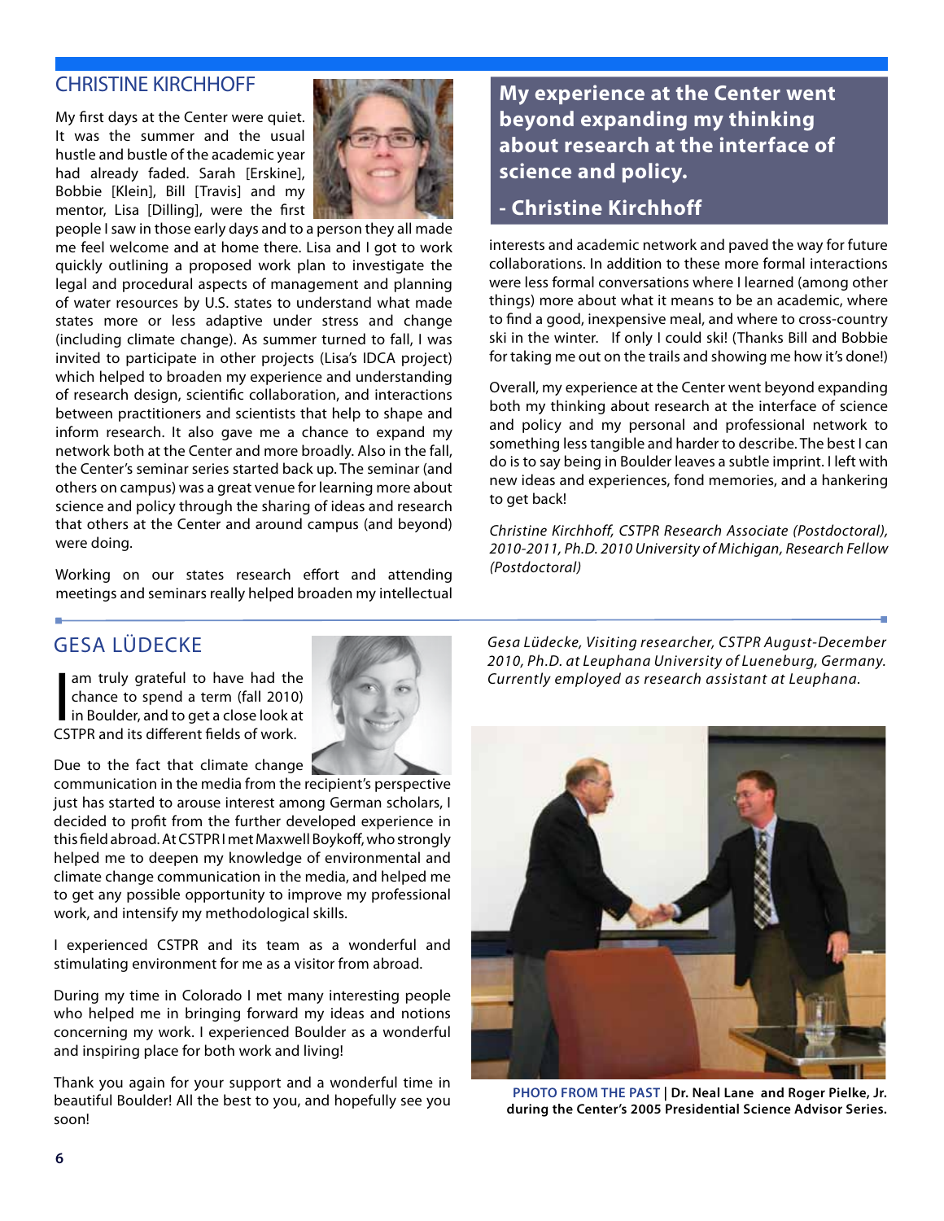## CHRISTINE KIRCHHOFF

My first days at the Center were quiet. It was the summer and the usual hustle and bustle of the academic year had already faded. Sarah [Erskine], Bobbie [Klein], Bill [Travis] and my mentor, Lisa [Dilling], were the first people I saw in those early days and to a person they all made me feel welcome and at home there. Lisa and I got to work quickly outlining a proposed work plan to investigate the legal and procedural aspects of management and planning of water resources by U.S. states to understand what made states more or less adaptive under stress and change (including climate change). As summer turned to fall, I was invited to participate in other projects (Lisa's IDCA project) which helped to broaden my experience and understanding of research design, scientific collaboration, and interactions between practitioners and scientists that help to shape and inform research. It also gave me a chance to expand my network both at the Center and more broadly. Also in the fall, the Center's seminar series started back up. The seminar (and others on campus) was a great venue for learning more about science and policy through the sharing of ideas and research that others at the Center and around campus (and beyond) were doing.

Working on our states research effort and attending meetings and seminars really helped broaden my intellectual interests and academic network and paved the way for future collaborations. In addition to these more formal interactions were less formal conversations where I learned (among other things) more about what it means to be an academic, where to find a good, inexpensive meal, and where to cross-country ski in the winter. If only I could ski! (Thanks Bill and Bobbie for taking me out on the trails and showing me how it's done!)

> **My experience at the Center went beyond expanding my thinking about research at the interface of science and policy.**
>
> **- Christine Kirchhoff**

Overall, my experience at the Center went beyond expanding both my thinking about research at the interface of science and policy and my personal and professional network to something less tangible and harder to describe. The best I can do is to say being in Boulder leaves a subtle imprint. I left with new ideas and experiences, fond memories, and a hankering to get back!

*Christine Kirchhoff, CSTPR Research Associate (Postdoctoral), 2010-2011, Ph.D. 2010 University of Michigan, Research Fellow (Postdoctoral)*

## GESA LÜDECKE

I am truly grateful to have had the chance to spend a term (fall 2010) in Boulder, and to get a close look at CSTPR and its different fields of work.

Due to the fact that climate change communication in the media from the recipient's perspective just has started to arouse interest among German scholars, I decided to profit from the further developed experience in this field abroad. At CSTPR I met Maxwell Boykoff, who strongly helped me to deepen my knowledge of environmental and climate change communication in the media, and helped me to get any possible opportunity to improve my professional work, and intensify my methodological skills.

I experienced CSTPR and its team as a wonderful and stimulating environment for me as a visitor from abroad.

During my time in Colorado I met many interesting people who helped me in bringing forward my ideas and notions concerning my work. I experienced Boulder as a wonderful and inspiring place for both work and living!

Thank you again for your support and a wonderful time in beautiful Boulder! All the best to you, and hopefully see you soon!

*Gesa Lüdecke, Visiting researcher, CSTPR August-December 2010, Ph.D. at Leuphana University of Lueneburg, Germany. Currently employed as research assistant at Leuphana.*

**PHOTO FROM THE PAST | Dr. Neal Lane and Roger Pielke, Jr. during the Center's 2005 Presidential Science Advisor Series.**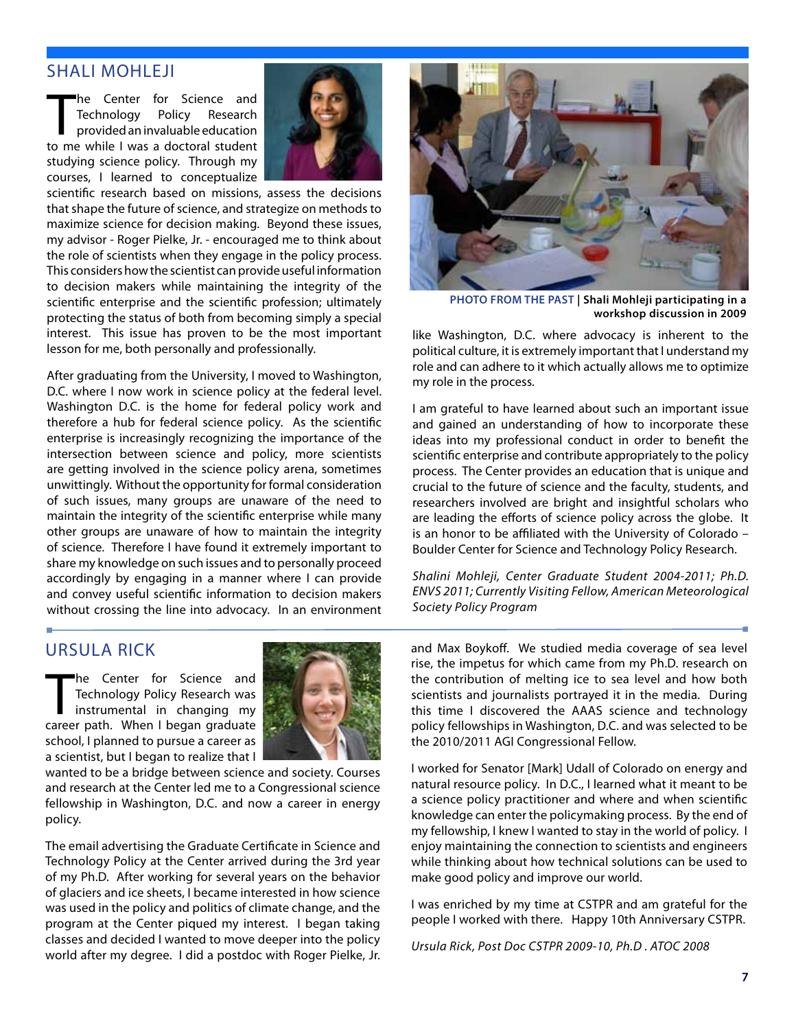## SHALI MOHLEJI

The Center for Science and Technology Policy Research provided an invaluable education to me while I was a doctoral student studying science policy. Through my courses, I learned to conceptualize scientific research based on missions, assess the decisions that shape the future of science, and strategize on methods to maximize science for decision making. Beyond these issues, my advisor - Roger Pielke, Jr. - encouraged me to think about the role of scientists when they engage in the policy process. This considers how the scientist can provide useful information to decision makers while maintaining the integrity of the scientific enterprise and the scientific profession; ultimately protecting the status of both from becoming simply a special interest. This issue has proven to be the most important lesson for me, both personally and professionally.

After graduating from the University, I moved to Washington, D.C. where I now work in science policy at the federal level. Washington D.C. is the home for federal policy work and therefore a hub for federal science policy. As the scientific enterprise is increasingly recognizing the importance of the intersection between science and policy, more scientists are getting involved in the science policy arena, sometimes unwittingly. Without the opportunity for formal consideration of such issues, many groups are unaware of the need to maintain the integrity of the scientific enterprise while many other groups are unaware of how to maintain the integrity of science. Therefore I have found it extremely important to share my knowledge on such issues and to personally proceed accordingly by engaging in a manner where I can provide and convey useful scientific information to decision makers without crossing the line into advocacy. In an environment like Washington, D.C. where advocacy is inherent to the political culture, it is extremely important that I understand my role and can adhere to it which actually allows me to optimize my role in the process.

**PHOTO FROM THE PAST** | **Shali Mohleji participating in a workshop discussion in 2009**

I am grateful to have learned about such an important issue and gained an understanding of how to incorporate these ideas into my professional conduct in order to benefit the scientific enterprise and contribute appropriately to the policy process. The Center provides an education that is unique and crucial to the future of science and the faculty, students, and researchers involved are bright and insightful scholars who are leading the efforts of science policy across the globe. It is an honor to be affiliated with the University of Colorado – Boulder Center for Science and Technology Policy Research.

*Shalini Mohleji, Center Graduate Student 2004-2011; Ph.D. ENVS 2011; Currently Visiting Fellow, American Meteorological Society Policy Program*

## URSULA RICK

The Center for Science and Technology Policy Research was instrumental in changing my career path. When I began graduate school, I planned to pursue a career as a scientist, but I began to realize that I wanted to be a bridge between science and society. Courses and research at the Center led me to a Congressional science fellowship in Washington, D.C. and now a career in energy policy.

The email advertising the Graduate Certificate in Science and Technology Policy at the Center arrived during the 3rd year of my Ph.D. After working for several years on the behavior of glaciers and ice sheets, I became interested in how science was used in the policy and politics of climate change, and the program at the Center piqued my interest. I began taking classes and decided I wanted to move deeper into the policy world after my degree. I did a postdoc with Roger Pielke, Jr. and Max Boykoff. We studied media coverage of sea level rise, the impetus for which came from my Ph.D. research on the contribution of melting ice to sea level and how both scientists and journalists portrayed it in the media. During this time I discovered the AAAS science and technology policy fellowships in Washington, D.C. and was selected to be the 2010/2011 AGI Congressional Fellow.

I worked for Senator [Mark] Udall of Colorado on energy and natural resource policy. In D.C., I learned what it meant to be a science policy practitioner and where and when scientific knowledge can enter the policymaking process. By the end of my fellowship, I knew I wanted to stay in the world of policy. I enjoy maintaining the connection to scientists and engineers while thinking about how technical solutions can be used to make good policy and improve our world.

I was enriched by my time at CSTPR and am grateful for the people I worked with there. Happy 10th Anniversary CSTPR.

*Ursula Rick, Post Doc CSTPR 2009-10, Ph.D . ATOC 2008*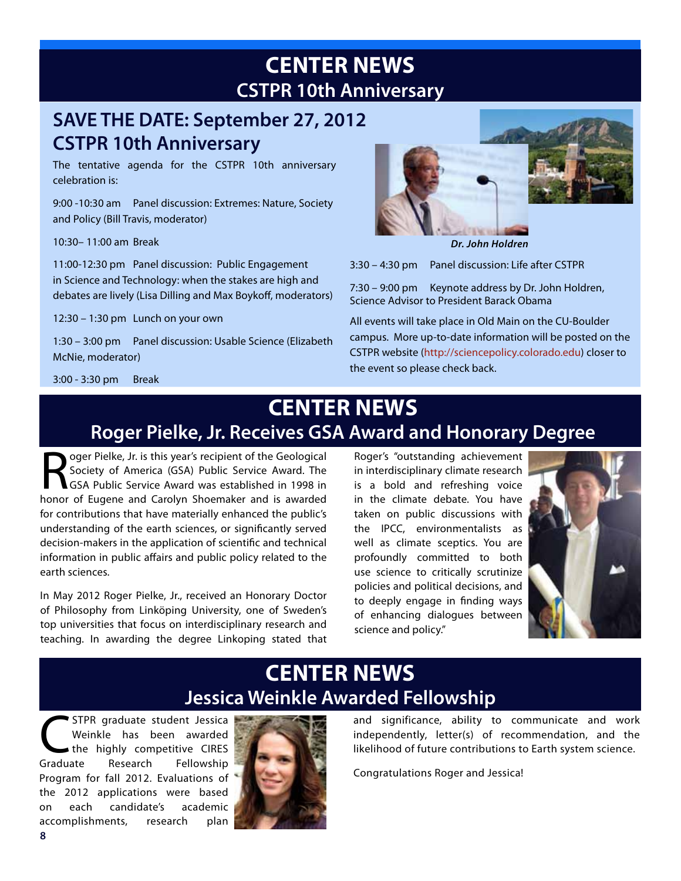# CENTER NEWS
## CSTPR 10th Anniversary

### SAVE THE DATE: September 27, 2012 CSTPR 10th Anniversary

The tentative agenda for the CSTPR 10th anniversary celebration is:

9:00 -10:30 am Panel discussion: Extremes: Nature, Society and Policy (Bill Travis, moderator)

10:30– 11:00 am Break

11:00-12:30 pm Panel discussion: Public Engagement in Science and Technology: when the stakes are high and debates are lively (Lisa Dilling and Max Boykoff, moderators)

12:30 – 1:30 pm Lunch on your own

1:30 – 3:00 pm Panel discussion: Usable Science (Elizabeth McNie, moderator)

3:00 - 3:30 pm Break

*Dr. John Holdren*

3:30 – 4:30 pm Panel discussion: Life after CSTPR

7:30 – 9:00 pm Keynote address by Dr. John Holdren, Science Advisor to President Barack Obama

All events will take place in Old Main on the CU-Boulder campus. More up-to-date information will be posted on the CSTPR website (http://sciencepolicy.colorado.edu) closer to the event so please check back.

# CENTER NEWS
## Roger Pielke, Jr. Receives GSA Award and Honorary Degree

Roger Pielke, Jr. is this year's recipient of the Geological Society of America (GSA) Public Service Award. The GSA Public Service Award was established in 1998 in honor of Eugene and Carolyn Shoemaker and is awarded for contributions that have materially enhanced the public's understanding of the earth sciences, or significantly served decision-makers in the application of scientific and technical information in public affairs and public policy related to the earth sciences.

In May 2012 Roger Pielke, Jr., received an Honorary Doctor of Philosophy from Linköping University, one of Sweden's top universities that focus on interdisciplinary research and teaching. In awarding the degree Linkoping stated that Roger's "outstanding achievement in interdisciplinary climate research is a bold and refreshing voice in the climate debate. You have taken on public discussions with the IPCC, environmentalists as well as climate sceptics. You are profoundly committed to both use science to critically scrutinize policies and political decisions, and to deeply engage in finding ways of enhancing dialogues between science and policy."

# CENTER NEWS
## Jessica Weinkle Awarded Fellowship

CSTPR graduate student Jessica Weinkle has been awarded the highly competitive CIRES Graduate Research Fellowship Program for fall 2012. Evaluations of the 2012 applications were based on each candidate's academic accomplishments, research plan and significance, ability to communicate and work independently, letter(s) of recommendation, and the likelihood of future contributions to Earth system science.

Congratulations Roger and Jessica!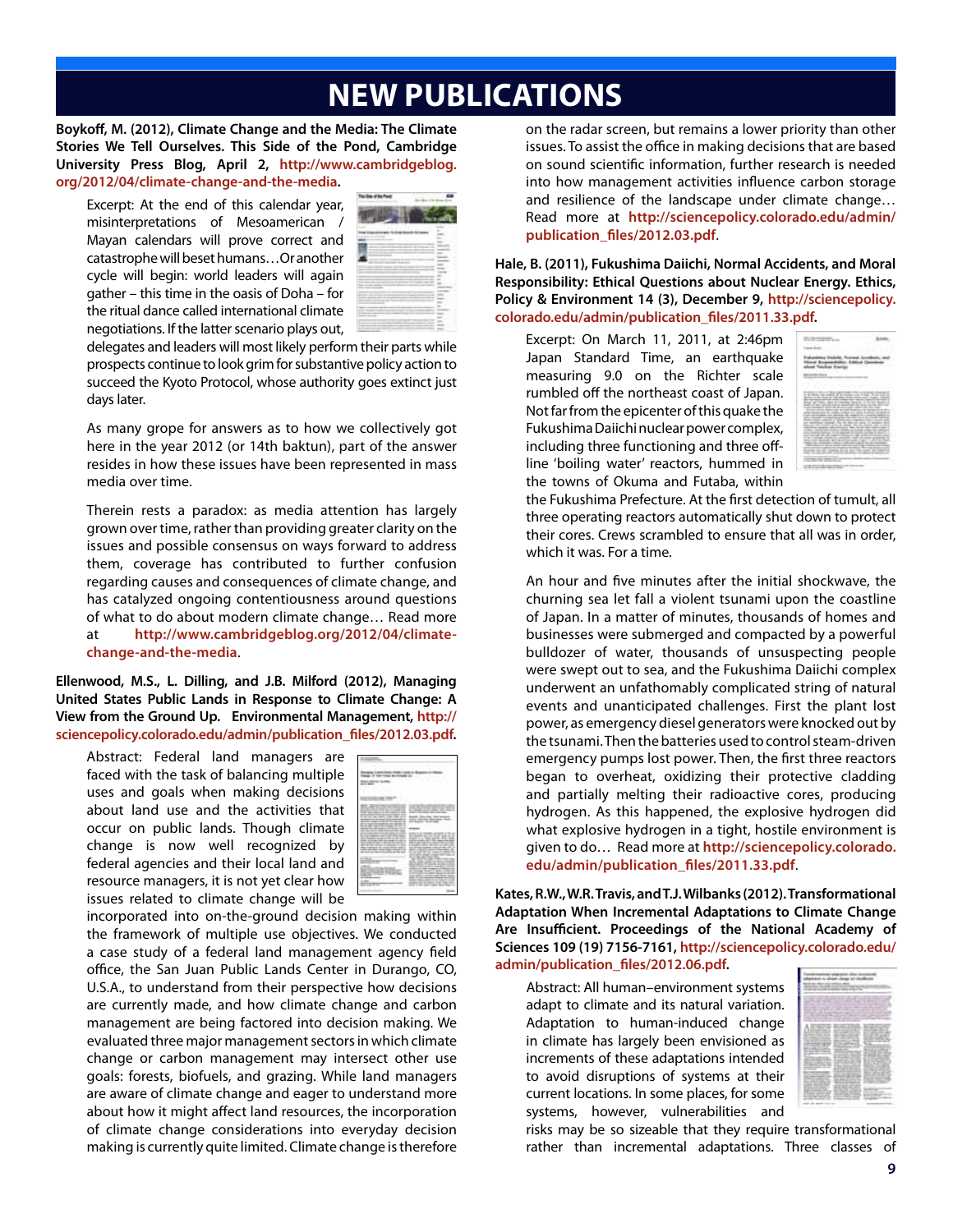# NEW PUBLICATIONS

**Boykoff, M. (2012), Climate Change and the Media: The Climate Stories We Tell Ourselves. This Side of the Pond, Cambridge University Press Blog, April 2, http://www.cambridgeblog.org/2012/04/climate-change-and-the-media.**

Excerpt: At the end of this calendar year, misinterpretations of Mesoamerican / Mayan calendars will prove correct and catastrophe will beset humans…Or another cycle will begin: world leaders will again gather – this time in the oasis of Doha – for the ritual dance called international climate negotiations. If the latter scenario plays out, delegates and leaders will most likely perform their parts while prospects continue to look grim for substantive policy action to succeed the Kyoto Protocol, whose authority goes extinct just days later.

As many grope for answers as to how we collectively got here in the year 2012 (or 14th baktun), part of the answer resides in how these issues have been represented in mass media over time.

Therein rests a paradox: as media attention has largely grown over time, rather than providing greater clarity on the issues and possible consensus on ways forward to address them, coverage has contributed to further confusion regarding causes and consequences of climate change, and has catalyzed ongoing contentiousness around questions of what to do about modern climate change… Read more at http://www.cambridgeblog.org/2012/04/climate-change-and-the-media.

**Ellenwood, M.S., L. Dilling, and J.B. Milford (2012), Managing United States Public Lands in Response to Climate Change: A View from the Ground Up. Environmental Management, http://sciencepolicy.colorado.edu/admin/publication_files/2012.03.pdf.**

Abstract: Federal land managers are faced with the task of balancing multiple uses and goals when making decisions about land use and the activities that occur on public lands. Though climate change is now well recognized by federal agencies and their local land and resource managers, it is not yet clear how issues related to climate change will be incorporated into on-the-ground decision making within the framework of multiple use objectives. We conducted a case study of a federal land management agency field office, the San Juan Public Lands Center in Durango, CO, U.S.A., to understand from their perspective how decisions are currently made, and how climate change and carbon management are being factored into decision making. We evaluated three major management sectors in which climate change or carbon management may intersect other use goals: forests, biofuels, and grazing. While land managers are aware of climate change and eager to understand more about how it might affect land resources, the incorporation of climate change considerations into everyday decision making is currently quite limited. Climate change is therefore on the radar screen, but remains a lower priority than other issues. To assist the office in making decisions that are based on sound scientific information, further research is needed into how management activities influence carbon storage and resilience of the landscape under climate change… Read more at http://sciencepolicy.colorado.edu/admin/publication_files/2012.03.pdf.

**Hale, B. (2011), Fukushima Daiichi, Normal Accidents, and Moral Responsibility: Ethical Questions about Nuclear Energy. Ethics, Policy & Environment 14 (3), December 9, http://sciencepolicy.colorado.edu/admin/publication_files/2011.33.pdf.**

Excerpt: On March 11, 2011, at 2:46pm Japan Standard Time, an earthquake measuring 9.0 on the Richter scale rumbled off the northeast coast of Japan. Not far from the epicenter of this quake the Fukushima Daiichi nuclear power complex, including three functioning and three off-line 'boiling water' reactors, hummed in the towns of Okuma and Futaba, within the Fukushima Prefecture. At the first detection of tumult, all three operating reactors automatically shut down to protect their cores. Crews scrambled to ensure that all was in order, which it was. For a time.

An hour and five minutes after the initial shockwave, the churning sea let fall a violent tsunami upon the coastline of Japan. In a matter of minutes, thousands of homes and businesses were submerged and compacted by a powerful bulldozer of water, thousands of unsuspecting people were swept out to sea, and the Fukushima Daiichi complex underwent an unfathomably complicated string of natural events and unanticipated challenges. First the plant lost power, as emergency diesel generators were knocked out by the tsunami. Then the batteries used to control steam-driven emergency pumps lost power. Then, the first three reactors began to overheat, oxidizing their protective cladding and partially melting their radioactive cores, producing hydrogen. As this happened, the explosive hydrogen did what explosive hydrogen in a tight, hostile environment is given to do… Read more at http://sciencepolicy.colorado.edu/admin/publication_files/2011.33.pdf.

**Kates, R.W., W.R. Travis, and T.J. Wilbanks (2012). Transformational Adaptation When Incremental Adaptations to Climate Change Are Insufficient. Proceedings of the National Academy of Sciences 109 (19) 7156-7161, http://sciencepolicy.colorado.edu/admin/publication_files/2012.06.pdf.**

Abstract: All human–environment systems adapt to climate and its natural variation. Adaptation to human-induced change in climate has largely been envisioned as increments of these adaptations intended to avoid disruptions of systems at their current locations. In some places, for some systems, however, vulnerabilities and risks may be so sizeable that they require transformational rather than incremental adaptations. Three classes of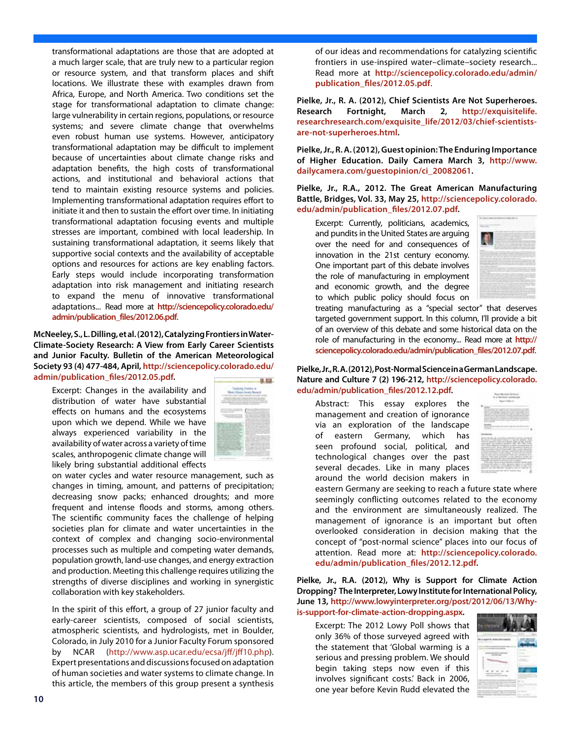transformational adaptations are those that are adopted at a much larger scale, that are truly new to a particular region or resource system, and that transform places and shift locations. We illustrate these with examples drawn from Africa, Europe, and North America. Two conditions set the stage for transformational adaptation to climate change: large vulnerability in certain regions, populations, or resource systems; and severe climate change that overwhelms even robust human use systems. However, anticipatory transformational adaptation may be difficult to implement because of uncertainties about climate change risks and adaptation benefits, the high costs of transformational actions, and institutional and behavioral actions that tend to maintain existing resource systems and policies. Implementing transformational adaptation requires effort to initiate it and then to sustain the effort over time. In initiating transformational adaptation focusing events and multiple stresses are important, combined with local leadership. In sustaining transformational adaptation, it seems likely that supportive social contexts and the availability of acceptable options and resources for actions are key enabling factors. Early steps would include incorporating transformation adaptation into risk management and initiating research to expand the menu of innovative transformational adaptations... Read more at **http://sciencepolicy.colorado.edu/admin/publication_files/2012.06.pdf**.

**McNeeley, S., L. Dilling, et al. (2012), Catalyzing Frontiers in Water-Climate-Society Research: A View from Early Career Scientists and Junior Faculty. Bulletin of the American Meteorological Society 93 (4) 477-484, April, http://sciencepolicy.colorado.edu/admin/publication_files/2012.05.pdf.**

Excerpt: Changes in the availability and distribution of water have substantial effects on humans and the ecosystems upon which we depend. While we have always experienced variability in the availability of water across a variety of time scales, anthropogenic climate change will likely bring substantial additional effects on water cycles and water resource management, such as changes in timing, amount, and patterns of precipitation; decreasing snow packs; enhanced droughts; and more frequent and intense floods and storms, among others. The scientific community faces the challenge of helping societies plan for climate and water uncertainties in the context of complex and changing socio-environmental processes such as multiple and competing water demands, population growth, land-use changes, and energy extraction and production. Meeting this challenge requires utilizing the strengths of diverse disciplines and working in synergistic collaboration with key stakeholders.

In the spirit of this effort, a group of 27 junior faculty and early-career scientists, composed of social scientists, atmospheric scientists, and hydrologists, met in Boulder, Colorado, in July 2010 for a Junior Faculty Forum sponsored by NCAR (http://www.asp.ucar.edu/ecsa/jff/jff10.php). Expert presentations and discussions focused on adaptation of human societies and water systems to climate change. In this article, the members of this group present a synthesis of our ideas and recommendations for catalyzing scientific frontiers in use-inspired water–climate–society research... Read more at **http://sciencepolicy.colorado.edu/admin/publication_files/2012.05.pdf**.

**Pielke, Jr., R. A. (2012), Chief Scientists Are Not Superheroes. Research Fortnight, March 2, http://exquisitelife.researchresearch.com/exquisite_life/2012/03/chief-scientists-are-not-superheroes.html.**

**Pielke, Jr., R. A. (2012), Guest opinion: The Enduring Importance of Higher Education. Daily Camera March 3, http://www.dailycamera.com/guestopinion/ci_20082061.**

**Pielke, Jr., R.A., 2012. The Great American Manufacturing Battle, Bridges, Vol. 33, May 25, http://sciencepolicy.colorado.edu/admin/publication_files/2012.07.pdf.**

Excerpt: Currently, politicians, academics, and pundits in the United States are arguing over the need for and consequences of innovation in the 21st century economy. One important part of this debate involves the role of manufacturing in employment and economic growth, and the degree to which public policy should focus on treating manufacturing as a "special sector" that deserves targeted government support. In this column, I'll provide a bit of an overview of this debate and some historical data on the role of manufacturing in the economy... Read more at **http://sciencepolicy.colorado.edu/admin/publication_files/2012.07.pdf**.

**Pielke, Jr., R. A. (2012), Post-Normal Science in a German Landscape. Nature and Culture 7 (2) 196-212, http://sciencepolicy.colorado.edu/admin/publication_files/2012.12.pdf.**

Abstract: This essay explores the management and creation of ignorance via an exploration of the landscape of eastern Germany, which has seen profound social, political, and technological changes over the past several decades. Like in many places around the world decision makers in eastern Germany are seeking to reach a future state where seemingly conflicting outcomes related to the economy and the environment are simultaneously realized. The management of ignorance is an important but often overlooked consideration in decision making that the concept of "post-normal science" places into our focus of attention. Read more at: **http://sciencepolicy.colorado.edu/admin/publication_files/2012.12.pdf.**

**Pielke, Jr., R.A. (2012), Why is Support for Climate Action Dropping? The Interpreter, Lowy Institute for International Policy, June 13, http://www.lowyinterpreter.org/post/2012/06/13/Why-is-support-for-climate-action-dropping.aspx.**

Excerpt: The 2012 Lowy Poll shows that only 36% of those surveyed agreed with the statement that 'Global warming is a serious and pressing problem. We should begin taking steps now even if this involves significant costs.' Back in 2006, one year before Kevin Rudd elevated the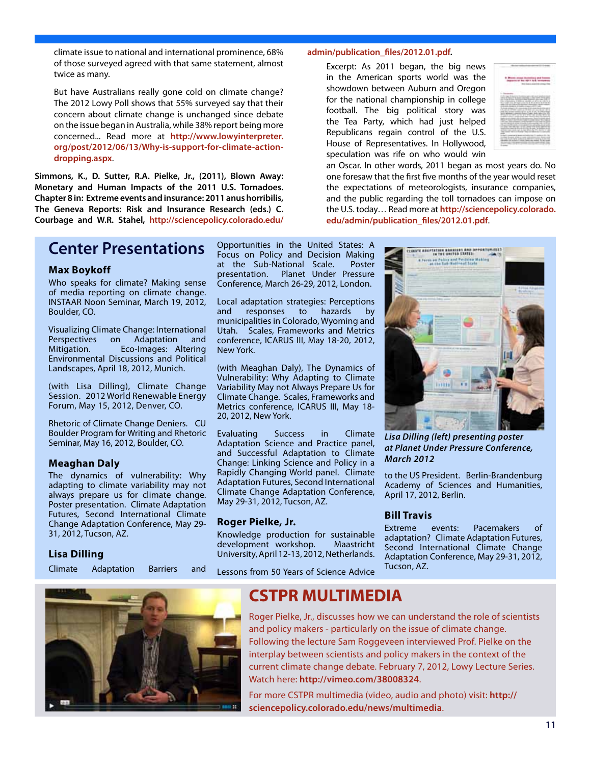climate issue to national and international prominence, 68% of those surveyed agreed with that same statement, almost twice as many.

But have Australians really gone cold on climate change? The 2012 Lowy Poll shows that 55% surveyed say that their concern about climate change is unchanged since debate on the issue began in Australia, while 38% report being more concerned... Read more at **http://www.lowyinterpreter.org/post/2012/06/13/Why-is-support-for-climate-action-dropping.aspx**.

**Simmons, K., D. Sutter, R.A. Pielke, Jr., (2011), Blown Away: Monetary and Human Impacts of the 2011 U.S. Tornadoes. Chapter 8 in: Extreme events and insurance: 2011 anus horribilis, The Geneva Reports: Risk and Insurance Research (eds.) C. Courbage and W.R. Stahel, http://sciencepolicy.colorado.edu/admin/publication_files/2012.01.pdf.**

Excerpt: As 2011 began, the big news in the American sports world was the showdown between Auburn and Oregon for the national championship in college football. The big political story was the Tea Party, which had just helped Republicans regain control of the U.S. House of Representatives. In Hollywood, speculation was rife on who would win an Oscar. In other words, 2011 began as most years do. No one foresaw that the first five months of the year would reset the expectations of meteorologists, insurance companies, and the public regarding the toll tornadoes can impose on the U.S. today… Read more at **http://sciencepolicy.colorado.edu/admin/publication_files/2012.01.pdf**.

# Center Presentations

### Max Boykoff

Who speaks for climate? Making sense of media reporting on climate change. INSTAAR Noon Seminar, March 19, 2012, Boulder, CO.

Visualizing Climate Change: International Perspectives on Adaptation and Mitigation. Eco-Images: Altering Environmental Discussions and Political Landscapes, April 18, 2012, Munich.

(with Lisa Dilling), Climate Change Session. 2012 World Renewable Energy Forum, May 15, 2012, Denver, CO.

Rhetoric of Climate Change Deniers. CU Boulder Program for Writing and Rhetoric Seminar, May 16, 2012, Boulder, CO.

### Meaghan Daly

The dynamics of vulnerability: Why adapting to climate variability may not always prepare us for climate change. Poster presentation. Climate Adaptation Futures, Second International Climate Change Adaptation Conference, May 29-31, 2012, Tucson, AZ.

### Lisa Dilling

Climate Adaptation Barriers and Opportunities in the United States: A Focus on Policy and Decision Making at the Sub-National Scale. Poster presentation. Planet Under Pressure Conference, March 26-29, 2012, London.

Local adaptation strategies: Perceptions and responses to hazards by municipalities in Colorado, Wyoming and Utah. Scales, Frameworks and Metrics conference, ICARUS III, May 18-20, 2012, New York.

(with Meaghan Daly), The Dynamics of Vulnerability: Why Adapting to Climate Variability May not Always Prepare Us for Climate Change. Scales, Frameworks and Metrics conference, ICARUS III, May 18-20, 2012, New York.

Evaluating Success in Climate Adaptation Science and Practice panel, and Successful Adaptation to Climate Change: Linking Science and Policy in a Rapidly Changing World panel. Climate Adaptation Futures, Second International Climate Change Adaptation Conference, May 29-31, 2012, Tucson, AZ.

### Roger Pielke, Jr.

Knowledge production for sustainable development workshop. Maastricht University, April 12-13, 2012, Netherlands.

Lessons from 50 Years of Science Advice to the US President. Berlin-Brandenburg Academy of Sciences and Humanities, April 17, 2012, Berlin.

*Lisa Dilling (left) presenting poster at Planet Under Pressure Conference, March 2012*

### Bill Travis

Extreme events: Pacemakers of adaptation? Climate Adaptation Futures, Second International Climate Change Adaptation Conference, May 29-31, 2012, Tucson, AZ.

# CSTPR MULTIMEDIA

Roger Pielke, Jr., discusses how we can understand the role of scientists and policy makers - particularly on the issue of climate change. Following the lecture Sam Roggeveen interviewed Prof. Pielke on the interplay between scientists and policy makers in the context of the current climate change debate. February 7, 2012, Lowy Lecture Series. Watch here: **http://vimeo.com/38008324**.

For more CSTPR multimedia (video, audio and photo) visit: **http://sciencepolicy.colorado.edu/news/multimedia**.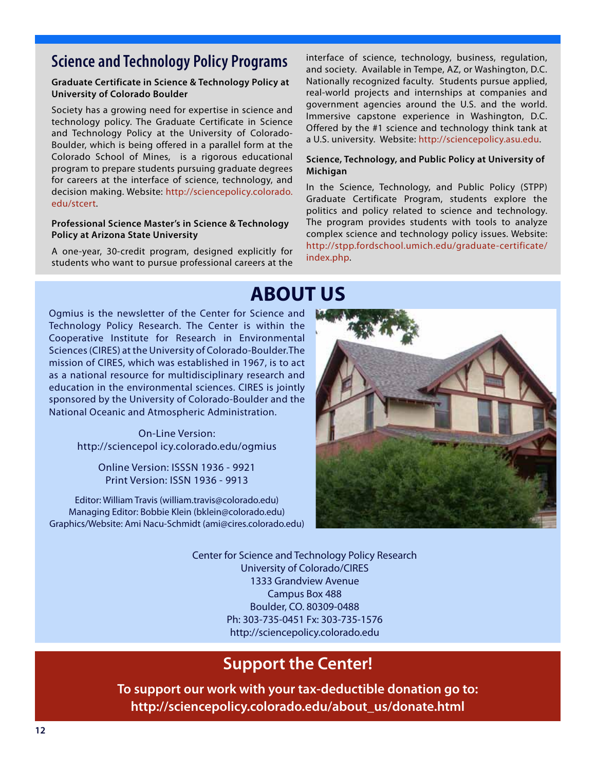## Science and Technology Policy Programs

**Graduate Certificate in Science & Technology Policy at University of Colorado Boulder**

Society has a growing need for expertise in science and technology policy. The Graduate Certificate in Science and Technology Policy at the University of Colorado-Boulder, which is being offered in a parallel form at the Colorado School of Mines, is a rigorous educational program to prepare students pursuing graduate degrees for careers at the interface of science, technology, and decision making. Website: http://sciencepolicy.colorado.edu/stcert.

**Professional Science Master's in Science & Technology Policy at Arizona State University**

A one-year, 30-credit program, designed explicitly for students who want to pursue professional careers at the interface of science, technology, business, regulation, and society. Available in Tempe, AZ, or Washington, D.C. Nationally recognized faculty. Students pursue applied, real-world projects and internships at companies and government agencies around the U.S. and the world. Immersive capstone experience in Washington, D.C. Offered by the #1 science and technology think tank at a U.S. university. Website: http://sciencepolicy.asu.edu.

**Science, Technology, and Public Policy at University of Michigan**

In the Science, Technology, and Public Policy (STPP) Graduate Certificate Program, students explore the politics and policy related to science and technology. The program provides students with tools to analyze complex science and technology policy issues. Website: http://stpp.fordschool.umich.edu/graduate-certificate/index.php.

## ABOUT US

Ogmius is the newsletter of the Center for Science and Technology Policy Research. The Center is within the Cooperative Institute for Research in Environmental Sciences (CIRES) at the University of Colorado-Boulder.The mission of CIRES, which was established in 1967, is to act as a national resource for multidisciplinary research and education in the environmental sciences. CIRES is jointly sponsored by the University of Colorado-Boulder and the National Oceanic and Atmospheric Administration.

On-Line Version:
http://sciencepol icy.colorado.edu/ogmius

Online Version: ISSSN 1936 - 9921
Print Version: ISSN 1936 - 9913

Editor: William Travis (william.travis@colorado.edu)
Managing Editor: Bobbie Klein (bklein@colorado.edu)
Graphics/Website: Ami Nacu-Schmidt (ami@cires.colorado.edu)

Center for Science and Technology Policy Research
University of Colorado/CIRES
1333 Grandview Avenue
Campus Box 488
Boulder, CO. 80309-0488
Ph: 303-735-0451 Fx: 303-735-1576
http://sciencepolicy.colorado.edu

## Support the Center!

**To support our work with your tax-deductible donation go to: http://sciencepolicy.colorado.edu/about_us/donate.html**